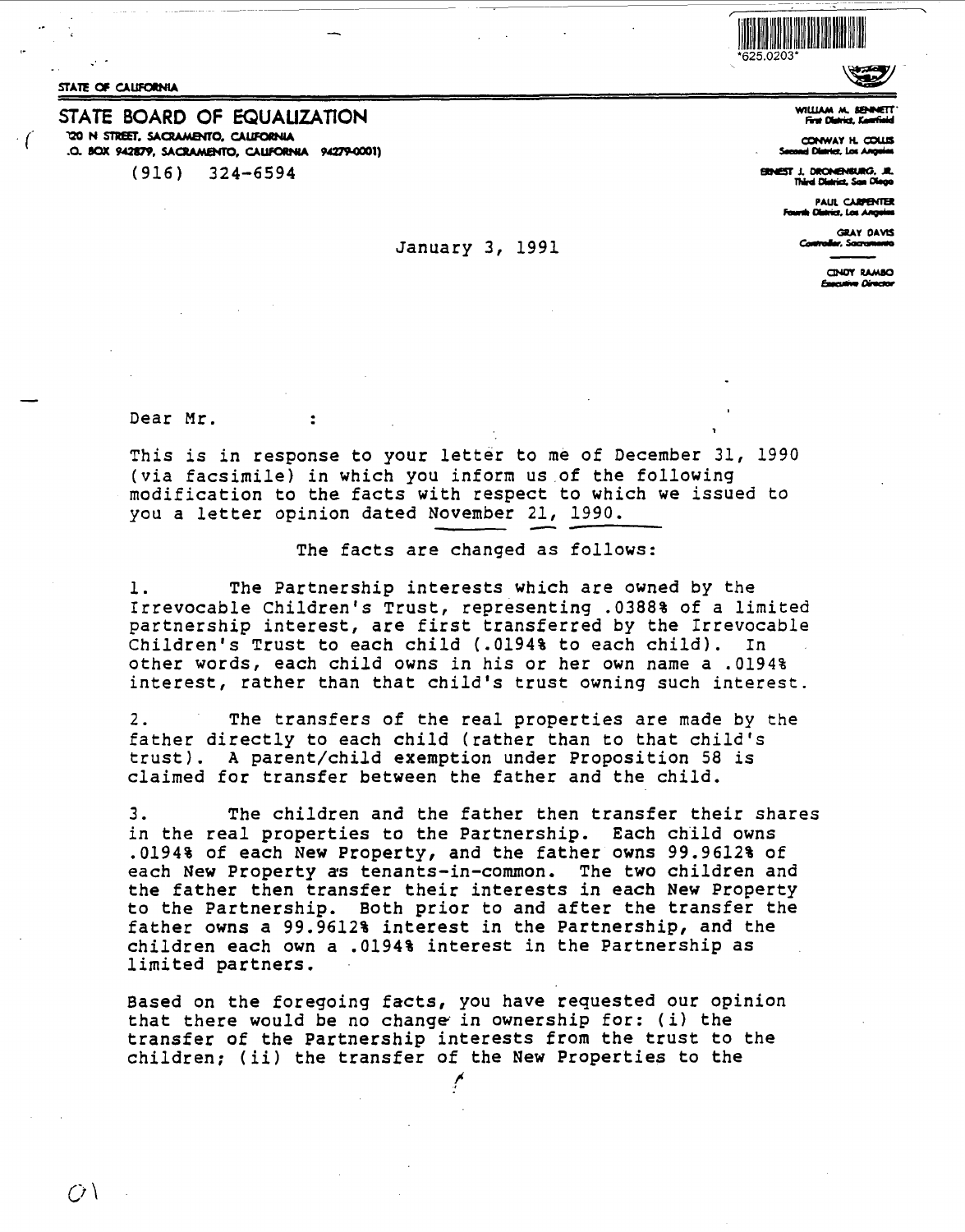STATE OF CALIFORNIA

# STATE BOARD OF EQUALIZATION

720 N STREET, SACRAMENTO, CALIFORNIA
P.O. BOX 942879, SACRAMENTO, CALIFORNIA 94279-0001)

(916) 324-6594

WILLIAM M. BENNETT
First District, Kentfield

CONWAY H. COLLIS
Second District, Los Angeles

ERNEST J. DRONENBURG, JR.
Third District, San Diego

PAUL CARPENTER
Fourth District, Los Angeles

GRAY DAVIS
Controller, Sacramento

CINDY RAMBO
Executive Director

January 3, 1991

Dear Mr. :

This is in response to your letter to me of December 31, 1990 (via facsimile) in which you inform us of the following modification to the facts with respect to which we issued to you a letter opinion dated November 21, 1990.

The facts are changed as follows:

1. The Partnership interests which are owned by the Irrevocable Children's Trust, representing .0388% of a limited partnership interest, are first transferred by the Irrevocable Children's Trust to each child (.0194% to each child). In other words, each child owns in his or her own name a .0194% interest, rather than that child's trust owning such interest.

2. The transfers of the real properties are made by the father directly to each child (rather than to that child's trust). A parent/child exemption under Proposition 58 is claimed for transfer between the father and the child.

3. The children and the father then transfer their shares in the real properties to the Partnership. Each child owns .0194% of each New Property, and the father owns 99.9612% of each New Property as tenants-in-common. The two children and the father then transfer their interests in each New Property to the Partnership. Both prior to and after the transfer the father owns a 99.9612% interest in the Partnership, and the children each own a .0194% interest in the Partnership as limited partners.

Based on the foregoing facts, you have requested our opinion that there would be no change in ownership for: (i) the transfer of the Partnership interests from the trust to the children; (ii) the transfer of the New Properties to the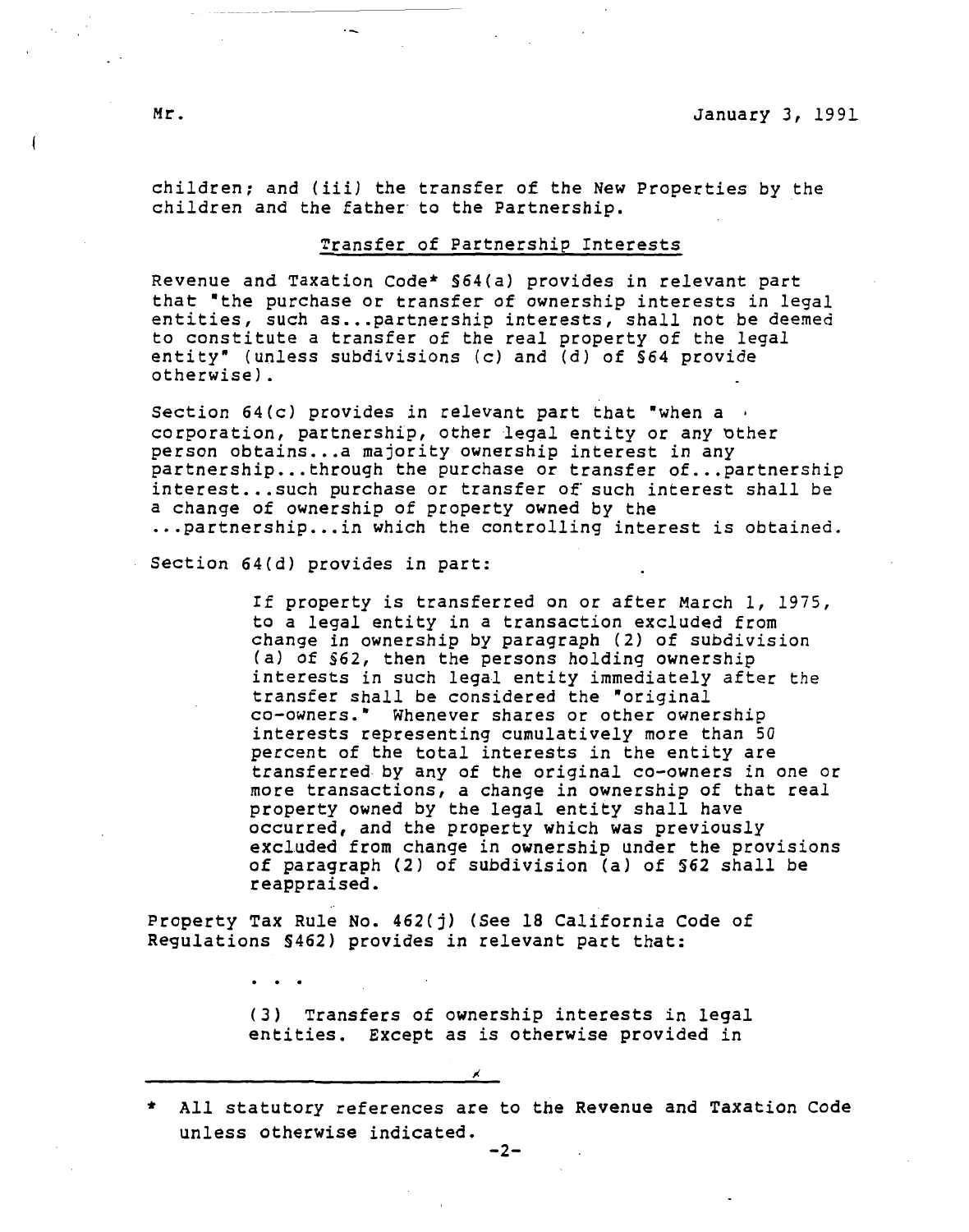children; and (iii) the transfer of the New Properties by the children and the father to the Partnership.

## Transfer of Partnership Interests

Revenue and Taxation Code* §64(a) provides in relevant part that "the purchase or transfer of ownership interests in legal entities, such as...partnership interests, shall not be deemed to constitute a transfer of the real property of the legal entity" (unless subdivisions (c) and (d) of §64 provide otherwise).

Section 64(c) provides in relevant part that "when a corporation, partnership, other legal entity or any other person obtains...a majority ownership interest in any partnership...through the purchase or transfer of...partnership interest...such purchase or transfer of such interest shall be a change of ownership of property owned by the ...partnership...in which the controlling interest is obtained.

Section 64(d) provides in part:

> If property is transferred on or after March 1, 1975, to a legal entity in a transaction excluded from change in ownership by paragraph (2) of subdivision (a) of §62, then the persons holding ownership interests in such legal entity immediately after the transfer shall be considered the "original co-owners." Whenever shares or other ownership interests representing cumulatively more than 50 percent of the total interests in the entity are transferred by any of the original co-owners in one or more transactions, a change in ownership of that real property owned by the legal entity shall have occurred, and the property which was previously excluded from change in ownership under the provisions of paragraph (2) of subdivision (a) of §62 shall be reappraised.

Property Tax Rule No. 462(j) (See 18 California Code of Regulations §462) provides in relevant part that:

> . . .
>
> (3) Transfers of ownership interests in legal entities. Except as is otherwise provided in

---

\* All statutory references are to the Revenue and Taxation Code unless otherwise indicated.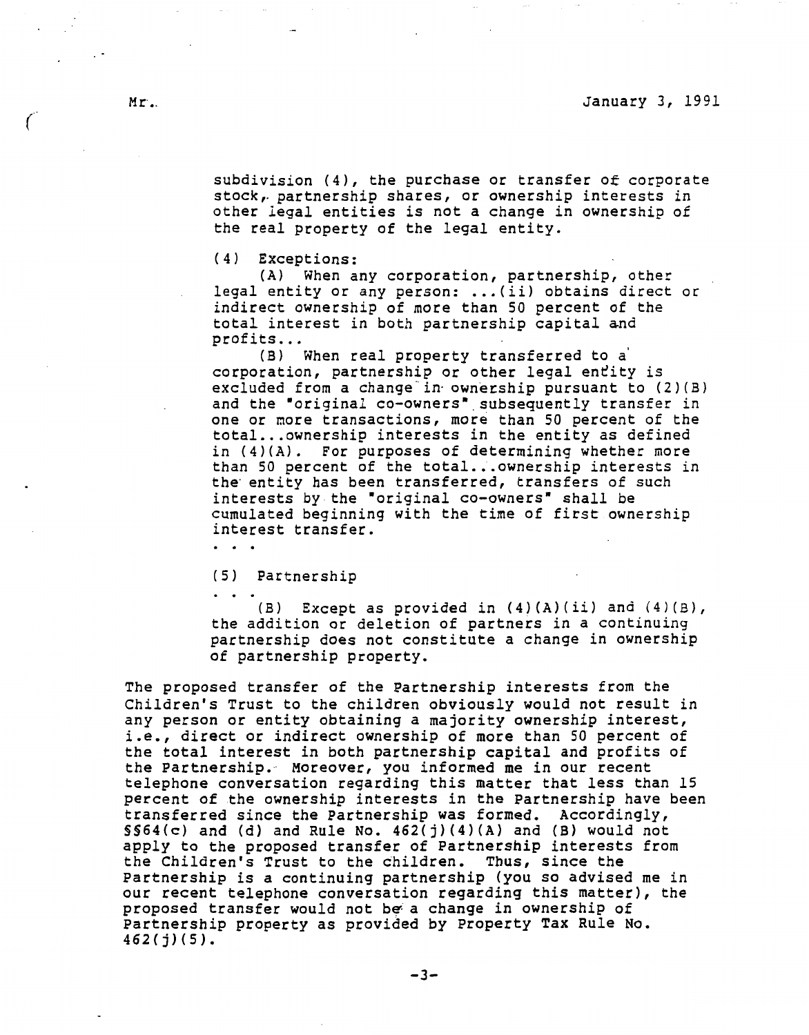subdivision (4), the purchase or transfer of corporate stock, partnership shares, or ownership interests in other legal entities is not a change in ownership of the real property of the legal entity.

(4) Exceptions:

(A) When any corporation, partnership, other legal entity or any person: ...(ii) obtains direct or indirect ownership of more than 50 percent of the total interest in both partnership capital and profits...

(B) When real property transferred to a corporation, partnership or other legal entity is excluded from a change in ownership pursuant to (2)(B) and the "original co-owners" subsequently transfer in one or more transactions, more than 50 percent of the total...ownership interests in the entity as defined in (4)(A). For purposes of determining whether more than 50 percent of the total...ownership interests in the entity has been transferred, transfers of such interests by the "original co-owners" shall be cumulated beginning with the time of first ownership interest transfer.

. . .

(5) Partnership

. . .

(B) Except as provided in (4)(A)(ii) and (4)(B), the addition or deletion of partners in a continuing partnership does not constitute a change in ownership of partnership property.

The proposed transfer of the Partnership interests from the Children's Trust to the children obviously would not result in any person or entity obtaining a majority ownership interest, i.e., direct or indirect ownership of more than 50 percent of the total interest in both partnership capital and profits of the Partnership. Moreover, you informed me in our recent telephone conversation regarding this matter that less than 15 percent of the ownership interests in the Partnership have been transferred since the Partnership was formed. Accordingly, §§64(c) and (d) and Rule No. 462(j)(4)(A) and (B) would not apply to the proposed transfer of Partnership interests from the Children's Trust to the children. Thus, since the Partnership is a continuing partnership (you so advised me in our recent telephone conversation regarding this matter), the proposed transfer would not be a change in ownership of Partnership property as provided by Property Tax Rule No. 462(j)(5).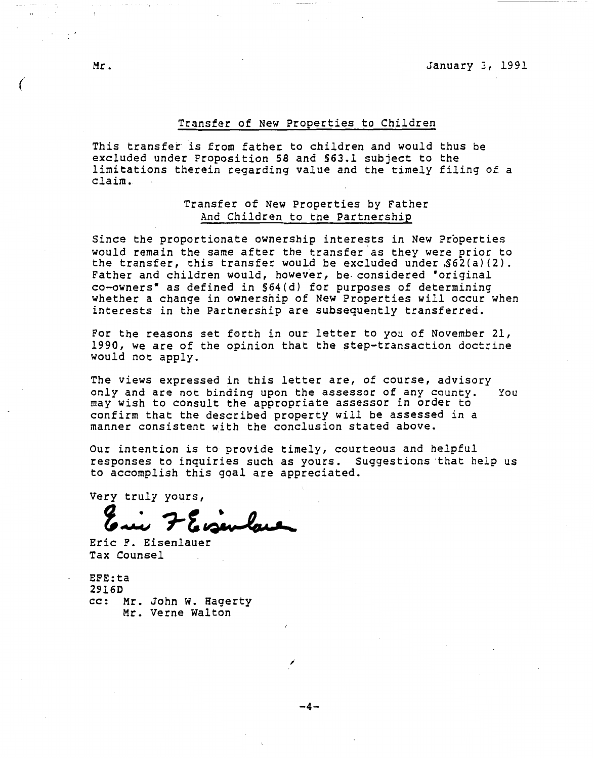Mr. January 3, 1991

## Transfer of New Properties to Children

This transfer is from father to children and would thus be excluded under Proposition 58 and §63.1 subject to the limitations therein regarding value and the timely filing of a claim.

## Transfer of New Properties by Father And Children to the Partnership

Since the proportionate ownership interests in New Properties would remain the same after the transfer as they were prior to the transfer, this transfer would be excluded under §62(a)(2). Father and children would, however, be considered "original co-owners" as defined in §64(d) for purposes of determining whether a change in ownership of New Properties will occur when interests in the Partnership are subsequently transferred.

For the reasons set forth in our letter to you of November 21, 1990, we are of the opinion that the step-transaction doctrine would not apply.

The views expressed in this letter are, of course, advisory only and are not binding upon the assessor of any county. You may wish to consult the appropriate assessor in order to confirm that the described property will be assessed in a manner consistent with the conclusion stated above.

Our intention is to provide timely, courteous and helpful responses to inquiries such as yours. Suggestions that help us to accomplish this goal are appreciated.

Very truly yours,

Eric F. Eisenlauer
Tax Counsel

EFE:ta
2916D
cc: Mr. John W. Hagerty
    Mr. Verne Walton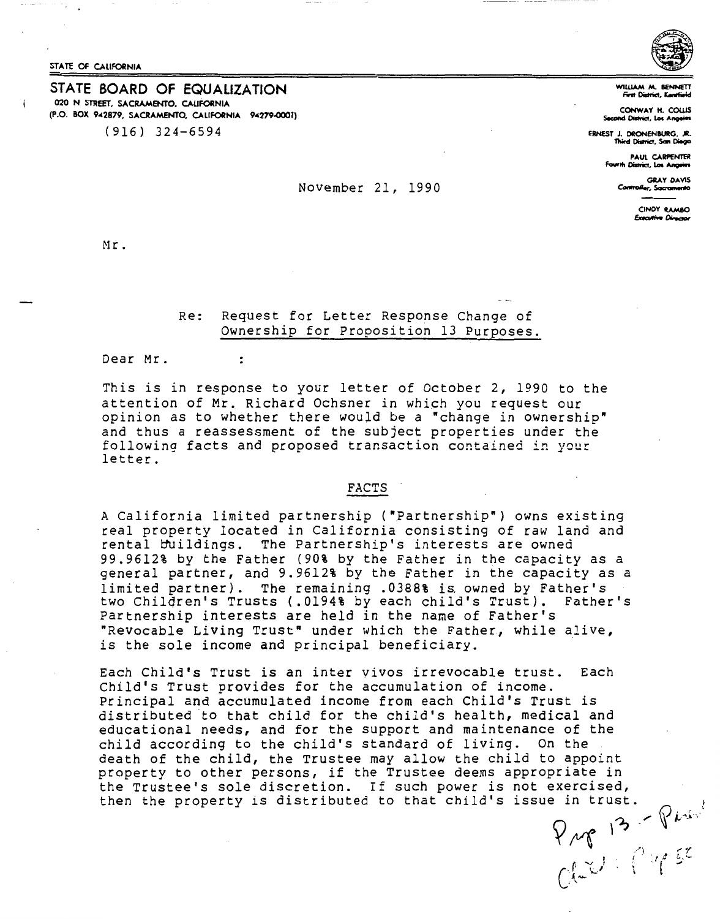STATE OF CALIFORNIA

## STATE BOARD OF EQUALIZATION

020 N STREET, SACRAMENTO, CALIFORNIA
(P.O. BOX 942879, SACRAMENTO, CALIFORNIA 94279-0001)
(916) 324-6594

WILLIAM M. BENNETT
First District, Kentfield

CONWAY H. COLLIS
Second District, Los Angeles

ERNEST J. DRONENBURG, JR.
Third District, San Diego

PAUL CARPENTER
Fourth District, Los Angeles

GRAY DAVIS
Controller, Sacramento

CINDY RAMBO
Executive Director

November 21, 1990

Mr.

Re: Request for Letter Response Change of Ownership for Proposition 13 Purposes.

Dear Mr. :

This is in response to your letter of October 2, 1990 to the attention of Mr. Richard Ochsner in which you request our opinion as to whether there would be a "change in ownership" and thus a reassessment of the subject properties under the following facts and proposed transaction contained in your letter.

### FACTS

A California limited partnership ("Partnership") owns existing real property located in California consisting of raw land and rental buildings. The Partnership's interests are owned 99.9612% by the Father (90% by the Father in the capacity as a general partner, and 9.9612% by the Father in the capacity as a limited partner). The remaining .0388% is owned by Father's two Children's Trusts (.0194% by each child's Trust). Father's Partnership interests are held in the name of Father's "Revocable Living Trust" under which the Father, while alive, is the sole income and principal beneficiary.

Each Child's Trust is an inter vivos irrevocable trust. Each Child's Trust provides for the accumulation of income. Principal and accumulated income from each Child's Trust is distributed to that child for the child's health, medical and educational needs, and for the support and maintenance of the child according to the child's standard of living. On the death of the child, the Trustee may allow the child to appoint property to other persons, if the Trustee deems appropriate in the Trustee's sole discretion. If such power is not exercised, then the property is distributed to that child's issue in trust.

Prop 13 - Parent
Child: Prop 58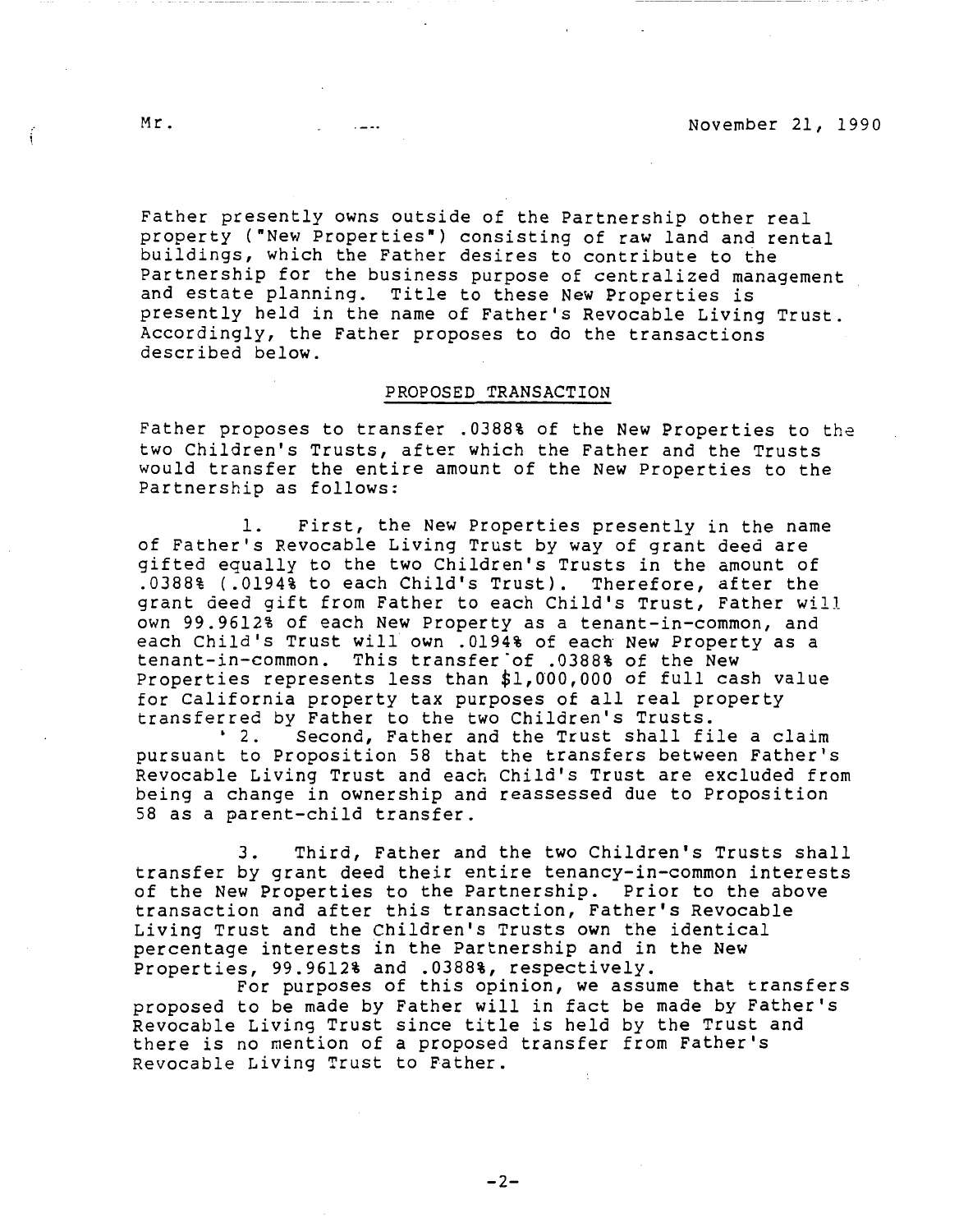Father presently owns outside of the Partnership other real property ("New Properties") consisting of raw land and rental buildings, which the Father desires to contribute to the Partnership for the business purpose of centralized management and estate planning. Title to these New Properties is presently held in the name of Father's Revocable Living Trust. Accordingly, the Father proposes to do the transactions described below.

## PROPOSED TRANSACTION

Father proposes to transfer .0388% of the New Properties to the two Children's Trusts, after which the Father and the Trusts would transfer the entire amount of the New Properties to the Partnership as follows:

1. First, the New Properties presently in the name of Father's Revocable Living Trust by way of grant deed are gifted equally to the two Children's Trusts in the amount of .0388% (.0194% to each Child's Trust). Therefore, after the grant deed gift from Father to each Child's Trust, Father will own 99.9612% of each New Property as a tenant-in-common, and each Child's Trust will own .0194% of each New Property as a tenant-in-common. This transfer of .0388% of the New Properties represents less than $1,000,000 of full cash value for California property tax purposes of all real property transferred by Father to the two Children's Trusts.

2. Second, Father and the Trust shall file a claim pursuant to Proposition 58 that the transfers between Father's Revocable Living Trust and each Child's Trust are excluded from being a change in ownership and reassessed due to Proposition 58 as a parent-child transfer.

3. Third, Father and the two Children's Trusts shall transfer by grant deed their entire tenancy-in-common interests of the New Properties to the Partnership. Prior to the above transaction and after this transaction, Father's Revocable Living Trust and the Children's Trusts own the identical percentage interests in the Partnership and in the New Properties, 99.9612% and .0388%, respectively.

For purposes of this opinion, we assume that transfers proposed to be made by Father will in fact be made by Father's Revocable Living Trust since title is held by the Trust and there is no mention of a proposed transfer from Father's Revocable Living Trust to Father.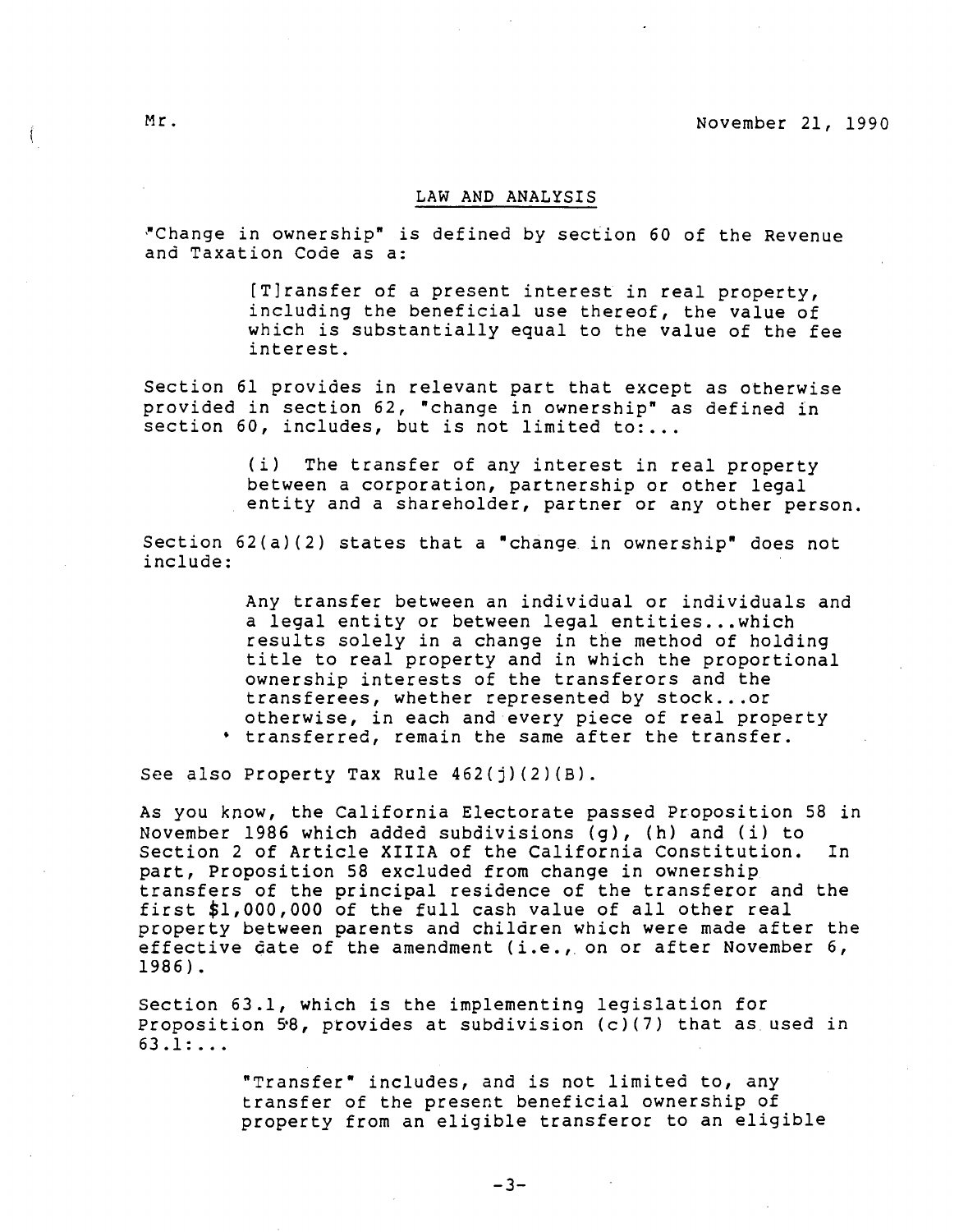## LAW AND ANALYSIS

"Change in ownership" is defined by section 60 of the Revenue and Taxation Code as a:

> [T]ransfer of a present interest in real property, including the beneficial use thereof, the value of which is substantially equal to the value of the fee interest.

Section 61 provides in relevant part that except as otherwise provided in section 62, "change in ownership" as defined in section 60, includes, but is not limited to:...

> (i) The transfer of any interest in real property between a corporation, partnership or other legal entity and a shareholder, partner or any other person.

Section 62(a)(2) states that a "change in ownership" does not include:

> Any transfer between an individual or individuals and a legal entity or between legal entities...which results solely in a change in the method of holding title to real property and in which the proportional ownership interests of the transferors and the transferees, whether represented by stock...or otherwise, in each and every piece of real property transferred, remain the same after the transfer.

See also Property Tax Rule 462(j)(2)(B).

As you know, the California Electorate passed Proposition 58 in November 1986 which added subdivisions (g), (h) and (i) to Section 2 of Article XIIIA of the California Constitution. In part, Proposition 58 excluded from change in ownership transfers of the principal residence of the transferor and the first $1,000,000 of the full cash value of all other real property between parents and children which were made after the effective date of the amendment (i.e., on or after November 6, 1986).

Section 63.1, which is the implementing legislation for Proposition 58, provides at subdivision (c)(7) that as used in 63.1:...

> "Transfer" includes, and is not limited to, any transfer of the present beneficial ownership of property from an eligible transferor to an eligible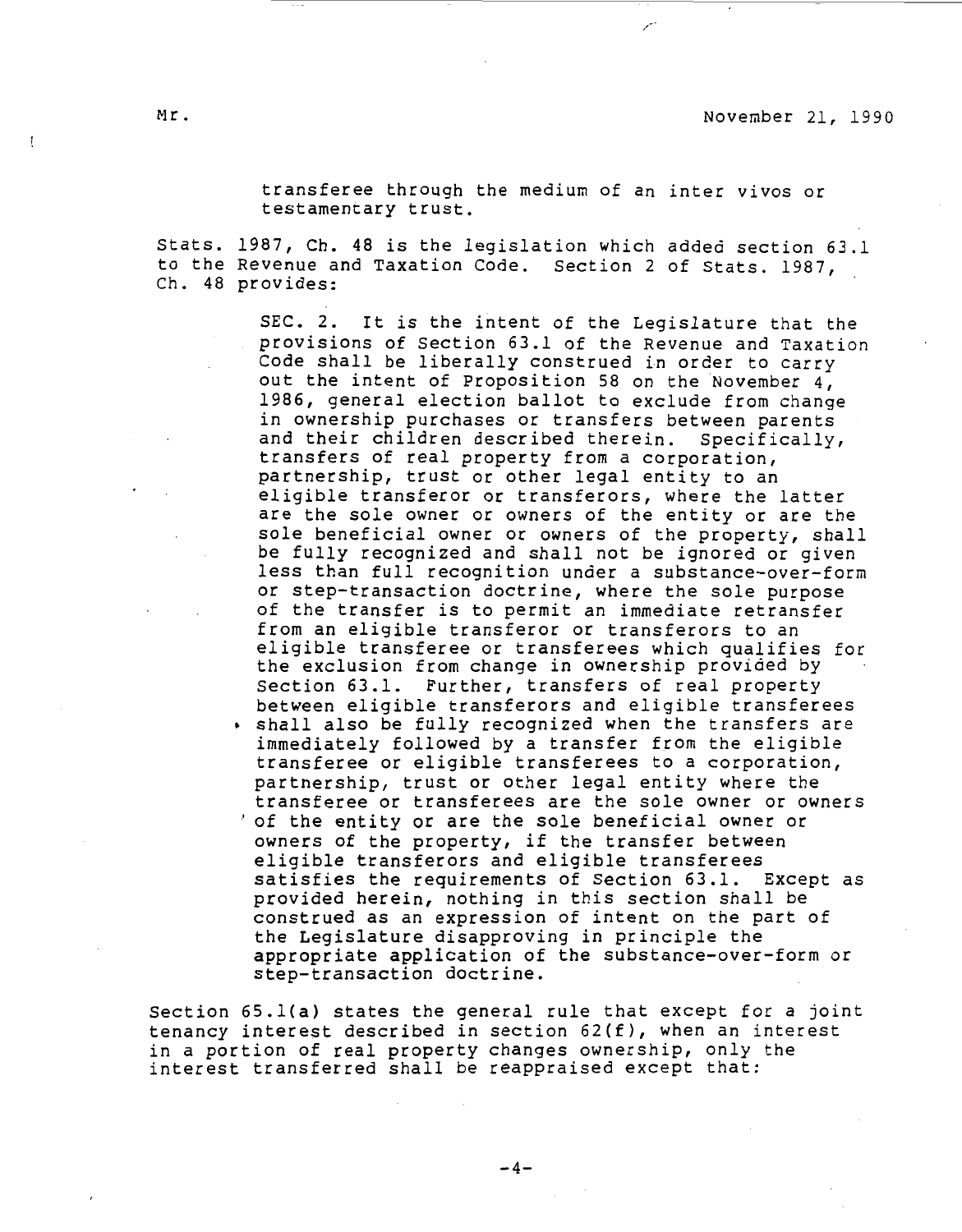transferee through the medium of an inter vivos or testamentary trust.

Stats. 1987, Ch. 48 is the legislation which added section 63.1 to the Revenue and Taxation Code. Section 2 of Stats. 1987, Ch. 48 provides:

> SEC. 2. It is the intent of the Legislature that the provisions of Section 63.1 of the Revenue and Taxation Code shall be liberally construed in order to carry out the intent of Proposition 58 on the November 4, 1986, general election ballot to exclude from change in ownership purchases or transfers between parents and their children described therein. Specifically, transfers of real property from a corporation, partnership, trust or other legal entity to an eligible transferor or transferors, where the latter are the sole owner or owners of the entity or are the sole beneficial owner or owners of the property, shall be fully recognized and shall not be ignored or given less than full recognition under a substance-over-form or step-transaction doctrine, where the sole purpose of the transfer is to permit an immediate retransfer from an eligible transferor or transferors to an eligible transferee or transferees which qualifies for the exclusion from change in ownership provided by Section 63.1. Further, transfers of real property between eligible transferors and eligible transferees shall also be fully recognized when the transfers are immediately followed by a transfer from the eligible transferee or eligible transferees to a corporation, partnership, trust or other legal entity where the transferee or transferees are the sole owner or owners of the entity or are the sole beneficial owner or owners of the property, if the transfer between eligible transferors and eligible transferees satisfies the requirements of Section 63.1. Except as provided herein, nothing in this section shall be construed as an expression of intent on the part of the Legislature disapproving in principle the appropriate application of the substance-over-form or step-transaction doctrine.

Section 65.1(a) states the general rule that except for a joint tenancy interest described in section 62(f), when an interest in a portion of real property changes ownership, only the interest transferred shall be reappraised except that: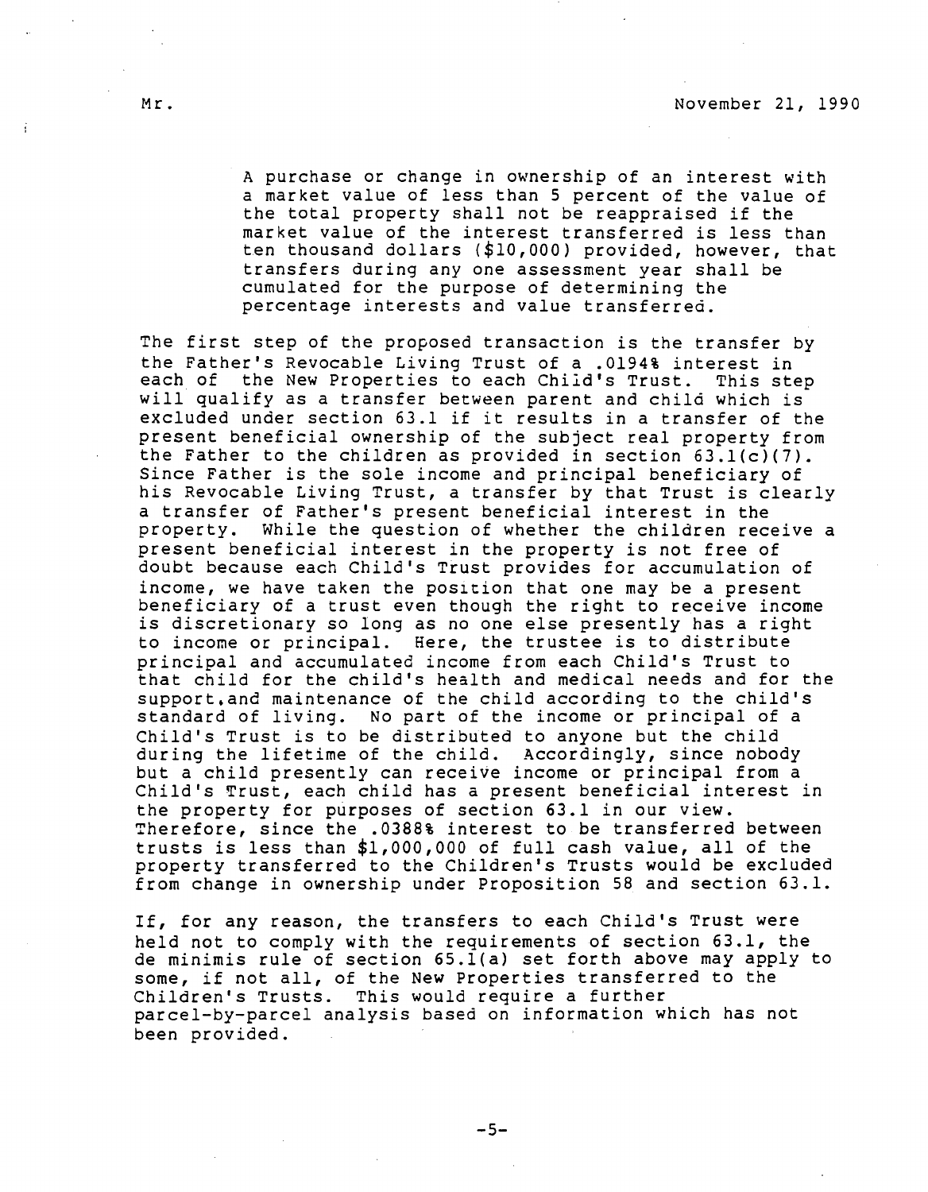> A purchase or change in ownership of an interest with a market value of less than 5 percent of the value of the total property shall not be reappraised if the market value of the interest transferred is less than ten thousand dollars ($10,000) provided, however, that transfers during any one assessment year shall be cumulated for the purpose of determining the percentage interests and value transferred.

The first step of the proposed transaction is the transfer by the Father's Revocable Living Trust of a .0194% interest in each of the New Properties to each Child's Trust. This step will qualify as a transfer between parent and child which is excluded under section 63.1 if it results in a transfer of the present beneficial ownership of the subject real property from the Father to the children as provided in section 63.1(c)(7). Since Father is the sole income and principal beneficiary of his Revocable Living Trust, a transfer by that Trust is clearly a transfer of Father's present beneficial interest in the property. While the question of whether the children receive a present beneficial interest in the property is not free of doubt because each Child's Trust provides for accumulation of income, we have taken the position that one may be a present beneficiary of a trust even though the right to receive income is discretionary so long as no one else presently has a right to income or principal. Here, the trustee is to distribute principal and accumulated income from each Child's Trust to that child for the child's health and medical needs and for the support and maintenance of the child according to the child's standard of living. No part of the income or principal of a Child's Trust is to be distributed to anyone but the child during the lifetime of the child. Accordingly, since nobody but a child presently can receive income or principal from a Child's Trust, each child has a present beneficial interest in the property for purposes of section 63.1 in our view. Therefore, since the .0388% interest to be transferred between trusts is less than $1,000,000 of full cash value, all of the property transferred to the Children's Trusts would be excluded from change in ownership under Proposition 58 and section 63.1.

If, for any reason, the transfers to each Child's Trust were held not to comply with the requirements of section 63.1, the de minimis rule of section 65.1(a) set forth above may apply to some, if not all, of the New Properties transferred to the Children's Trusts. This would require a further parcel-by-parcel analysis based on information which has not been provided.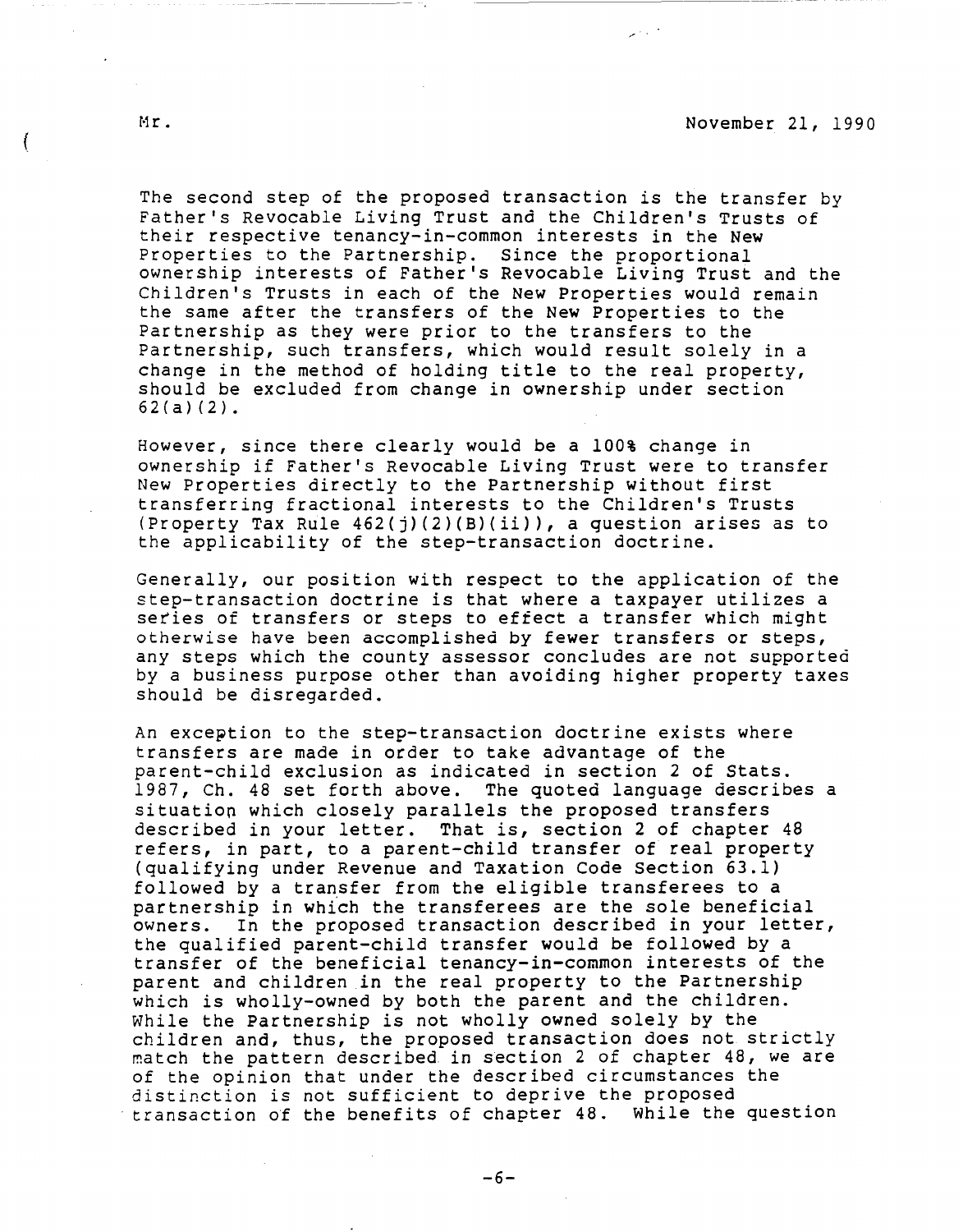The second step of the proposed transaction is the transfer by Father's Revocable Living Trust and the Children's Trusts of their respective tenancy-in-common interests in the New Properties to the Partnership. Since the proportional ownership interests of Father's Revocable Living Trust and the Children's Trusts in each of the New Properties would remain the same after the transfers of the New Properties to the Partnership as they were prior to the transfers to the Partnership, such transfers, which would result solely in a change in the method of holding title to the real property, should be excluded from change in ownership under section 62(a)(2).

However, since there clearly would be a 100% change in ownership if Father's Revocable Living Trust were to transfer New Properties directly to the Partnership without first transferring fractional interests to the Children's Trusts (Property Tax Rule 462(j)(2)(B)(ii)), a question arises as to the applicability of the step-transaction doctrine.

Generally, our position with respect to the application of the step-transaction doctrine is that where a taxpayer utilizes a series of transfers or steps to effect a transfer which might otherwise have been accomplished by fewer transfers or steps, any steps which the county assessor concludes are not supported by a business purpose other than avoiding higher property taxes should be disregarded.

An exception to the step-transaction doctrine exists where transfers are made in order to take advantage of the parent-child exclusion as indicated in section 2 of Stats. 1987, Ch. 48 set forth above. The quoted language describes a situation which closely parallels the proposed transfers described in your letter. That is, section 2 of chapter 48 refers, in part, to a parent-child transfer of real property (qualifying under Revenue and Taxation Code Section 63.1) followed by a transfer from the eligible transferees to a partnership in which the transferees are the sole beneficial owners. In the proposed transaction described in your letter, the qualified parent-child transfer would be followed by a transfer of the beneficial tenancy-in-common interests of the parent and children in the real property to the Partnership which is wholly-owned by both the parent and the children. While the Partnership is not wholly owned solely by the children and, thus, the proposed transaction does not strictly match the pattern described in section 2 of chapter 48, we are of the opinion that under the described circumstances the distinction is not sufficient to deprive the proposed transaction of the benefits of chapter 48. While the question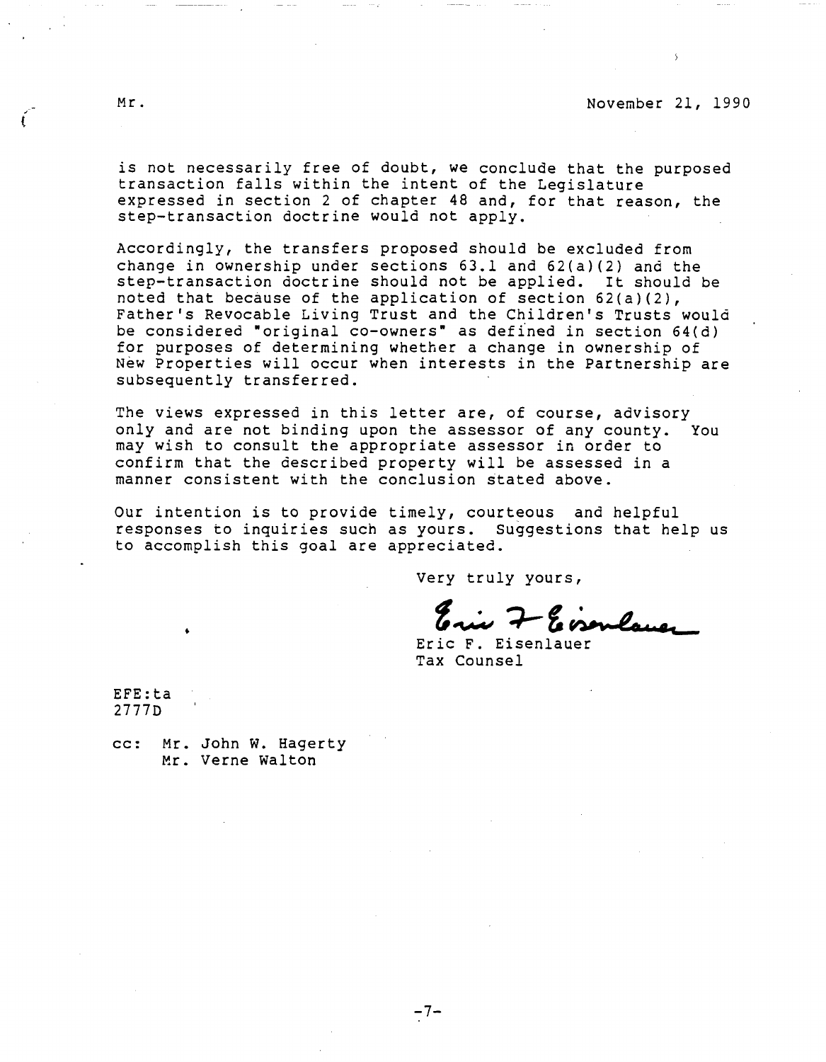is not necessarily free of doubt, we conclude that the purposed transaction falls within the intent of the Legislature expressed in section 2 of chapter 48 and, for that reason, the step-transaction doctrine would not apply.

Accordingly, the transfers proposed should be excluded from change in ownership under sections 63.1 and 62(a)(2) and the step-transaction doctrine should not be applied. It should be noted that because of the application of section 62(a)(2), Father's Revocable Living Trust and the Children's Trusts would be considered "original co-owners" as defined in section 64(d) for purposes of determining whether a change in ownership of New Properties will occur when interests in the Partnership are subsequently transferred.

The views expressed in this letter are, of course, advisory only and are not binding upon the assessor of any county. You may wish to consult the appropriate assessor in order to confirm that the described property will be assessed in a manner consistent with the conclusion stated above.

Our intention is to provide timely, courteous and helpful responses to inquiries such as yours. Suggestions that help us to accomplish this goal are appreciated.

Very truly yours,

Eric F. Eisenlauer

Eric F. Eisenlauer
Tax Counsel

EFE:ta
2777D

cc: Mr. John W. Hagerty
Mr. Verne Walton